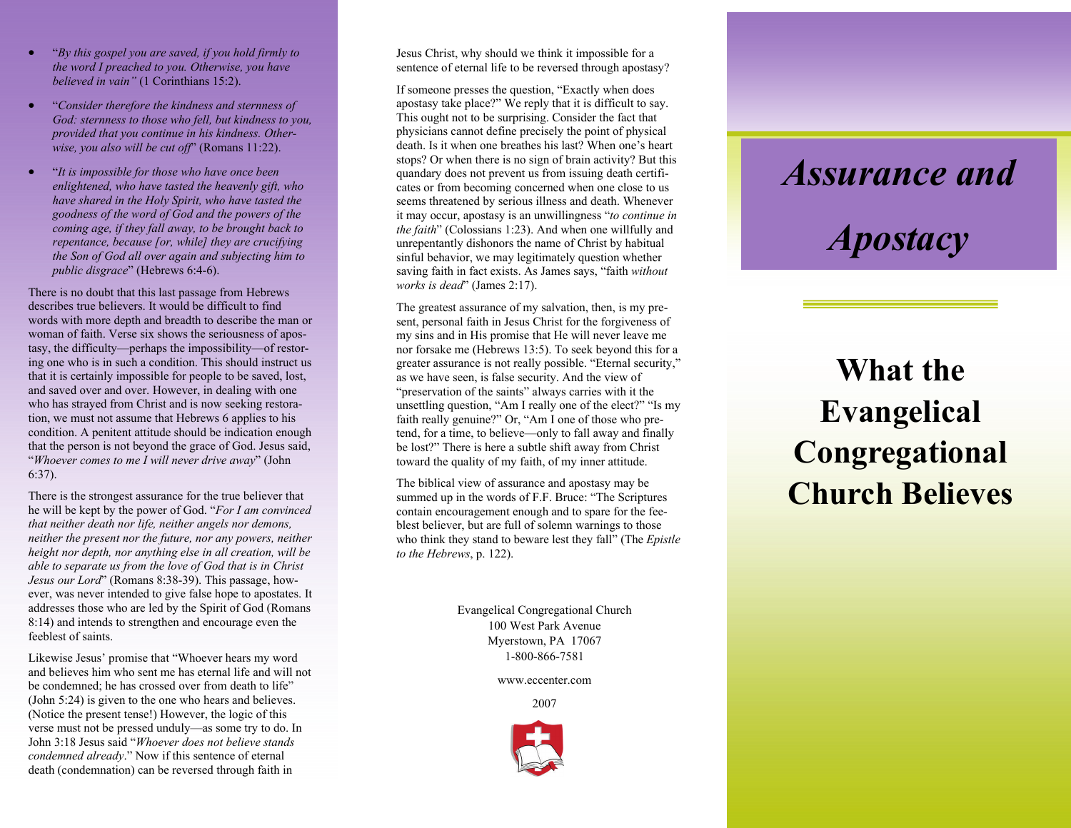- "*By this gospel you are saved, if you hold firmly to the word I preached to you. Otherwise, you have believed in vain"* (1 Corinthians 15:2).

- "*Consider therefore the kindness and sternness of God: sternness to those who fell, but kindness to you, provided that you continue in his kindness. Otherwise, you also will be cut off*" (Romans 11:22).

- "*It is impossible for those who have once been enlightened, who have tasted the heavenly gift, who have shared in the Holy Spirit, who have tasted the goodness of the word of God and the powers of the coming age, if they fall away, to be brought back to repentance, because [or, while] they are crucifying the Son of God all over again and subjecting him to public disgrace*" (Hebrews 6:4-6).

There is no doubt that this last passage from Hebrews describes true believers. It would be difficult to find words with more depth and breadth to describe the man or woman of faith. Verse six shows the seriousness of apostasy, the difficulty—perhaps the impossibility—of restoring one who is in such a condition. This should instruct us that it is certainly impossible for people to be saved, lost, and saved over and over. However, in dealing with one who has strayed from Christ and is now seeking restoration, we must not assume that Hebrews 6 applies to his condition. A penitent attitude should be indication enough that the person is not beyond the grace of God. Jesus said, "*Whoever comes to me I will never drive away*" (John 6:37).

There is the strongest assurance for the true believer that he will be kept by the power of God. "*For I am convinced that neither death nor life, neither angels nor demons, neither the present nor the future, nor any powers, neither height nor depth, nor anything else in all creation, will be able to separate us from the love of God that is in Christ Jesus our Lord*" (Romans 8:38-39). This passage, however, was never intended to give false hope to apostates. It addresses those who are led by the Spirit of God (Romans 8:14) and intends to strengthen and encourage even the feeblest of saints.

Likewise Jesus' promise that "Whoever hears my word and believes him who sent me has eternal life and will not be condemned; he has crossed over from death to life" (John 5:24) is given to the one who hears and believes. (Notice the present tense!) However, the logic of this verse must not be pressed unduly—as some try to do. In John 3:18 Jesus said "*Whoever does not believe stands condemned already*." Now if this sentence of eternal death (condemnation) can be reversed through faith in Jesus Christ, why should we think it impossible for a sentence of eternal life to be reversed through apostasy?

If someone presses the question, "Exactly when does apostasy take place?" We reply that it is difficult to say. This ought not to be surprising. Consider the fact that physicians cannot define precisely the point of physical death. Is it when one breathes his last? When one's heart stops? Or when there is no sign of brain activity? But this quandary does not prevent us from issuing death certificates or from becoming concerned when one close to us seems threatened by serious illness and death. Whenever it may occur, apostasy is an unwillingness "*to continue in the faith*" (Colossians 1:23). And when one willfully and unrepentantly dishonors the name of Christ by habitual sinful behavior, we may legitimately question whether saving faith in fact exists. As James says, "faith *without works is dead*" (James 2:17).

The greatest assurance of my salvation, then, is my present, personal faith in Jesus Christ for the forgiveness of my sins and in His promise that He will never leave me nor forsake me (Hebrews 13:5). To seek beyond this for a greater assurance is not really possible. "Eternal security," as we have seen, is false security. And the view of "preservation of the saints" always carries with it the unsettling question, "Am I really one of the elect?" "Is my faith really genuine?" Or, "Am I one of those who pretend, for a time, to believe—only to fall away and finally be lost?" There is here a subtle shift away from Christ toward the quality of my faith, of my inner attitude.

The biblical view of assurance and apostasy may be summed up in the words of F.F. Bruce: "The Scriptures contain encouragement enough and to spare for the feeblest believer, but are full of solemn warnings to those who think they stand to beware lest they fall" (The *Epistle to the Hebrews*, p. 122).

Evangelical Congregational Church
100 West Park Avenue
Myerstown, PA 17067
1-800-866-7581

www.eccenter.com

2007

# *Assurance and Apostacy*

# What the Evangelical Congregational Church Believes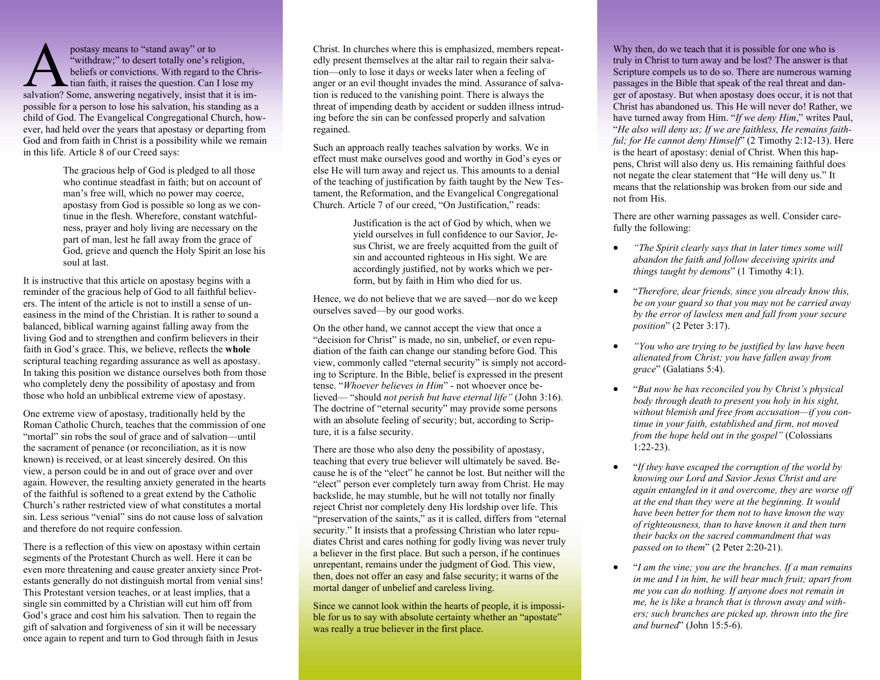Apostasy means to "stand away" or to "withdraw;" to desert totally one's religion, beliefs or convictions. With regard to the Christian faith, it raises the question. Can I lose my salvation? Some, answering negatively, insist that it is impossible for a person to lose his salvation, his standing as a child of God. The Evangelical Congregational Church, however, had held over the years that apostasy or departing from God and from faith in Christ is a possibility while we remain in this life. Article 8 of our Creed says:

> The gracious help of God is pledged to all those who continue steadfast in faith; but on account of man's free will, which no power may coerce, apostasy from God is possible so long as we continue in the flesh. Wherefore, constant watchfulness, prayer and holy living are necessary on the part of man, lest he fall away from the grace of God, grieve and quench the Holy Spirit an lose his soul at last.

It is instructive that this article on apostasy begins with a reminder of the gracious help of God to all faithful believers. The intent of the article is not to instill a sense of uneasiness in the mind of the Christian. It is rather to sound a balanced, biblical warning against falling away from the living God and to strengthen and confirm believers in their faith in God's grace. This, we believe, reflects the **whole** scriptural teaching regarding assurance as well as apostasy. In taking this position we distance ourselves both from those who completely deny the possibility of apostasy and from those who hold an unbiblical extreme view of apostasy.

One extreme view of apostasy, traditionally held by the Roman Catholic Church, teaches that the commission of one "mortal" sin robs the soul of grace and of salvation—until the sacrament of penance (or reconciliation, as it is now known) is received, or at least sincerely desired. On this view, a person could be in and out of grace over and over again. However, the resulting anxiety generated in the hearts of the faithful is softened to a great extend by the Catholic Church's rather restricted view of what constitutes a mortal sin. Less serious "venial" sins do not cause loss of salvation and therefore do not require confession.

There is a reflection of this view on apostasy within certain segments of the Protestant Church as well. Here it can be even more threatening and cause greater anxiety since Protestants generally do not distinguish mortal from venial sins! This Protestant version teaches, or at least implies, that a single sin committed by a Christian will cut him off from God's grace and cost him his salvation. Then to regain the gift of salvation and forgiveness of sin it will be necessary once again to repent and turn to God through faith in Jesus Christ. In churches where this is emphasized, members repeatedly present themselves at the altar rail to regain their salvation—only to lose it days or weeks later when a feeling of anger or an evil thought invades the mind. Assurance of salvation is reduced to the vanishing point. There is always the threat of impending death by accident or sudden illness intruding before the sin can be confessed properly and salvation regained.

Such an approach really teaches salvation by works. We in effect must make ourselves good and worthy in God's eyes or else He will turn away and reject us. This amounts to a denial of the teaching of justification by faith taught by the New Testament, the Reformation, and the Evangelical Congregational Church. Article 7 of our creed, "On Justification," reads:

> Justification is the act of God by which, when we yield ourselves in full confidence to our Savior, Jesus Christ, we are freely acquitted from the guilt of sin and accounted righteous in His sight. We are accordingly justified, not by works which we perform, but by faith in Him who died for us.

Hence, we do not believe that we are saved—nor do we keep ourselves saved—by our good works.

On the other hand, we cannot accept the view that once a "decision for Christ" is made, no sin, unbelief, or even repudiation of the faith can change our standing before God. This view, commonly called "eternal security" is simply not according to Scripture. In the Bible, belief is expressed in the present tense. "*Whoever believes in Him*" - not whoever once believed— "should *not perish but have eternal life"* (John 3:16). The doctrine of "eternal security" may provide some persons with an absolute feeling of security; but, according to Scripture, it is a false security.

There are those who also deny the possibility of apostasy, teaching that every true believer will ultimately be saved. Because he is of the "elect" he cannot be lost. But neither will the "elect" person ever completely turn away from Christ. He may backslide, he may stumble, but he will not totally nor finally reject Christ nor completely deny His lordship over life. This "preservation of the saints," as it is called, differs from "eternal security." It insists that a professing Christian who later repudiates Christ and cares nothing for godly living was never truly a believer in the first place. But such a person, if he continues unrepentant, remains under the judgment of God. This view, then, does not offer an easy and false security; it warns of the mortal danger of unbelief and careless living.

Since we cannot look within the hearts of people, it is impossible for us to say with absolute certainty whether an "apostate" was really a true believer in the first place.

Why then, do we teach that it is possible for one who is truly in Christ to turn away and be lost? The answer is that Scripture compels us to do so. There are numerous warning passages in the Bible that speak of the real threat and danger of apostasy. But when apostasy does occur, it is not that Christ has abandoned us. This He will never do! Rather, we have turned away from Him. "*If we deny Him*," writes Paul, "*He also will deny us; If we are faithless, He remains faithful; for He cannot deny Himself*" (2 Timothy 2:12-13). Here is the heart of apostasy: denial of Christ. When this happens, Christ will also deny us. His remaining faithful does not negate the clear statement that "He will deny us." It means that the relationship was broken from our side and not from His.

There are other warning passages as well. Consider carefully the following:

- *"The Spirit clearly says that in later times some will abandon the faith and follow deceiving spirits and things taught by demons*" (1 Timothy 4:1).
- "*Therefore, dear friends, since you already know this, be on your guard so that you may not be carried away by the error of lawless men and fall from your secure position*" (2 Peter 3:17).
- *"You who are trying to be justified by law have been alienated from Christ; you have fallen away from grace*" (Galatians 5:4).
- "*But now he has reconciled you by Christ's physical body through death to present you holy in his sight, without blemish and free from accusation—if you continue in your faith, established and firm, not moved from the hope held out in the gospel"* (Colossians 1:22-23).
- "*If they have escaped the corruption of the world by knowing our Lord and Savior Jesus Christ and are again entangled in it and overcome, they are worse off at the end than they were at the beginning. It would have been better for them not to have known the way of righteousness, than to have known it and then turn their backs on the sacred commandment that was passed on to them*" (2 Peter 2:20-21).
- "*I am the vine; you are the branches. If a man remains in me and I in him, he will bear much fruit; apart from me you can do nothing. If anyone does not remain in me, he is like a branch that is thrown away and withers; such branches are picked up, thrown into the fire and burned*" (John 15:5-6).